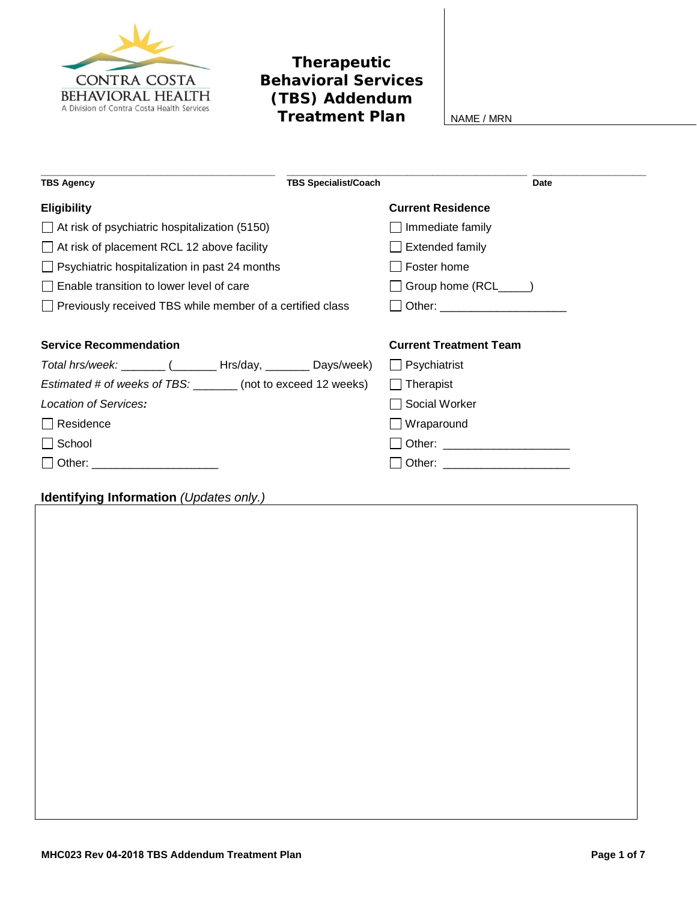CONTRA COSTA BEHAVIORAL HEALTH
A Division of Contra Costa Health Services

# Therapeutic Behavioral Services (TBS) Addendum Treatment Plan

NAME / MRN

| ________________________ | ________________________ | ____________ |
|---|---|---|
| **TBS Agency** | **TBS Specialist/Coach** | **Date** |

**Eligibility**

- ☐ At risk of psychiatric hospitalization (5150)
- ☐ At risk of placement RCL 12 above facility
- ☐ Psychiatric hospitalization in past 24 months
- ☐ Enable transition to lower level of care
- ☐ Previously received TBS while member of a certified class

**Current Residence**

- ☐ Immediate family
- ☐ Extended family
- ☐ Foster home
- ☐ Group home (RCL_____)
- ☐ Other: ____________________

**Service Recommendation**

*Total hrs/week:* _______ (_______ Hrs/day, _______ Days/week)

*Estimated # of weeks of TBS:* _______ (not to exceed 12 weeks)

*Location of Services:*

- ☐ Residence
- ☐ School
- ☐ Other: ____________________

**Current Treatment Team**

- ☐ Psychiatrist
- ☐ Therapist
- ☐ Social Worker
- ☐ Wraparound
- ☐ Other: ____________________
- ☐ Other: ____________________

**Identifying Information** *(Updates only.)*

MHC023 Rev 04-2018 TBS Addendum Treatment Plan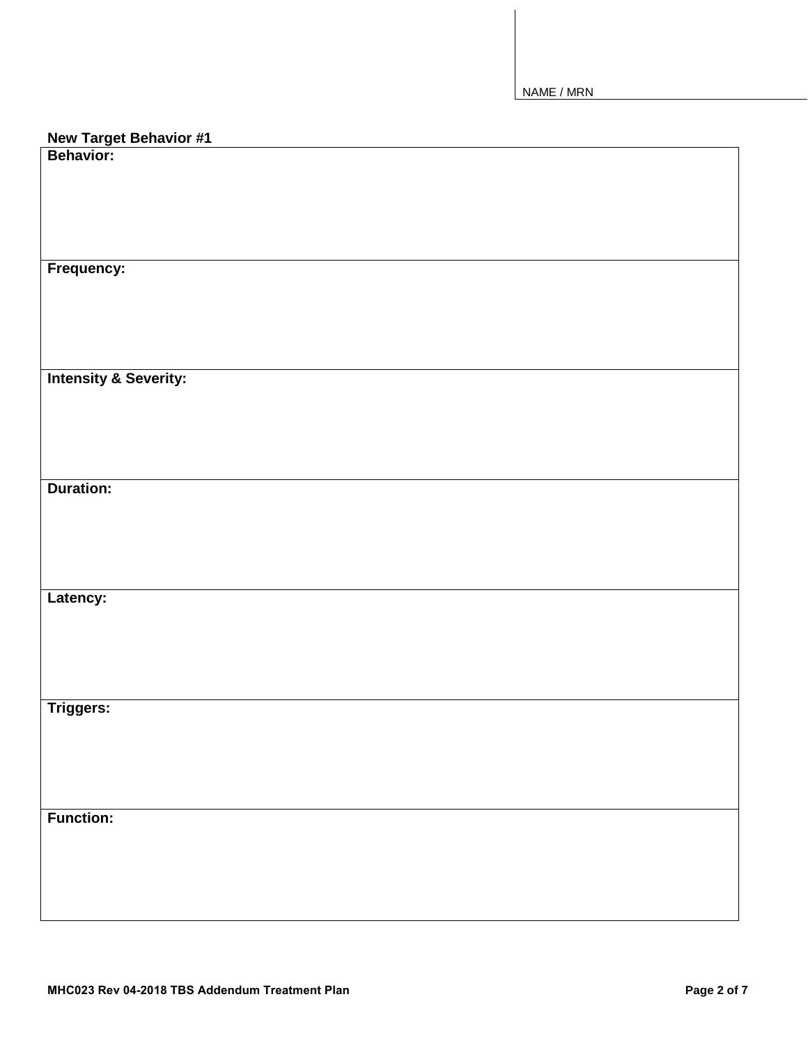NAME / MRN

**New Target Behavior #1**

| **Behavior:** |
|---|
| **Frequency:** |
| **Intensity & Severity:** |
| **Duration:** |
| **Latency:** |
| **Triggers:** |
| **Function:** |

MHC023 Rev 04-2018 TBS Addendum Treatment Plan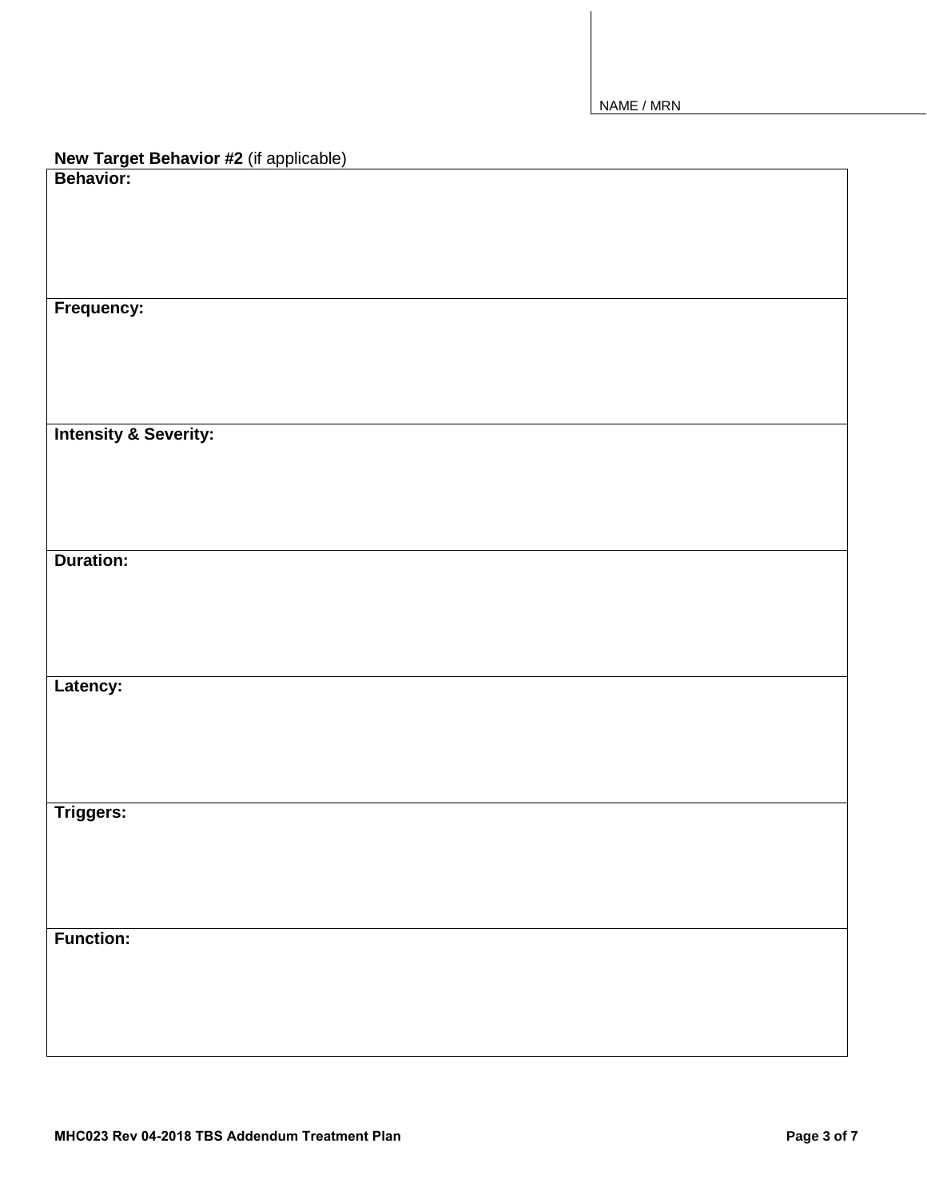NAME / MRN

**New Target Behavior #2** (if applicable)

| **Behavior:** |
|---|
| **Frequency:** |
| **Intensity & Severity:** |
| **Duration:** |
| **Latency:** |
| **Triggers:** |
| **Function:** |

**MHC023 Rev 04-2018 TBS Addendum Treatment Plan**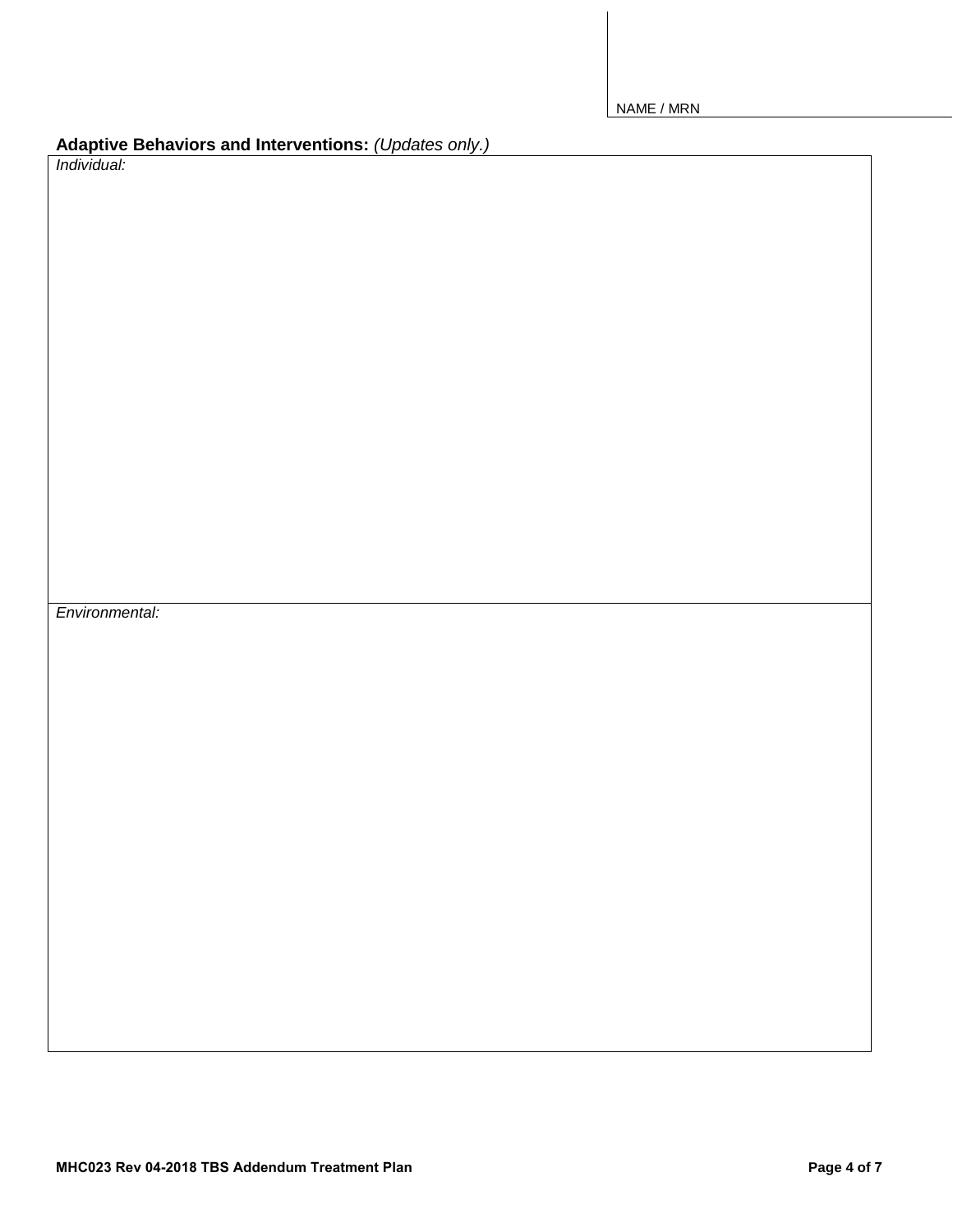NAME / MRN

**Adaptive Behaviors and Interventions:** *(Updates only.)*

| *Individual:* |
|---|
| *Environmental:* |

**MHC023 Rev 04-2018 TBS Addendum Treatment Plan**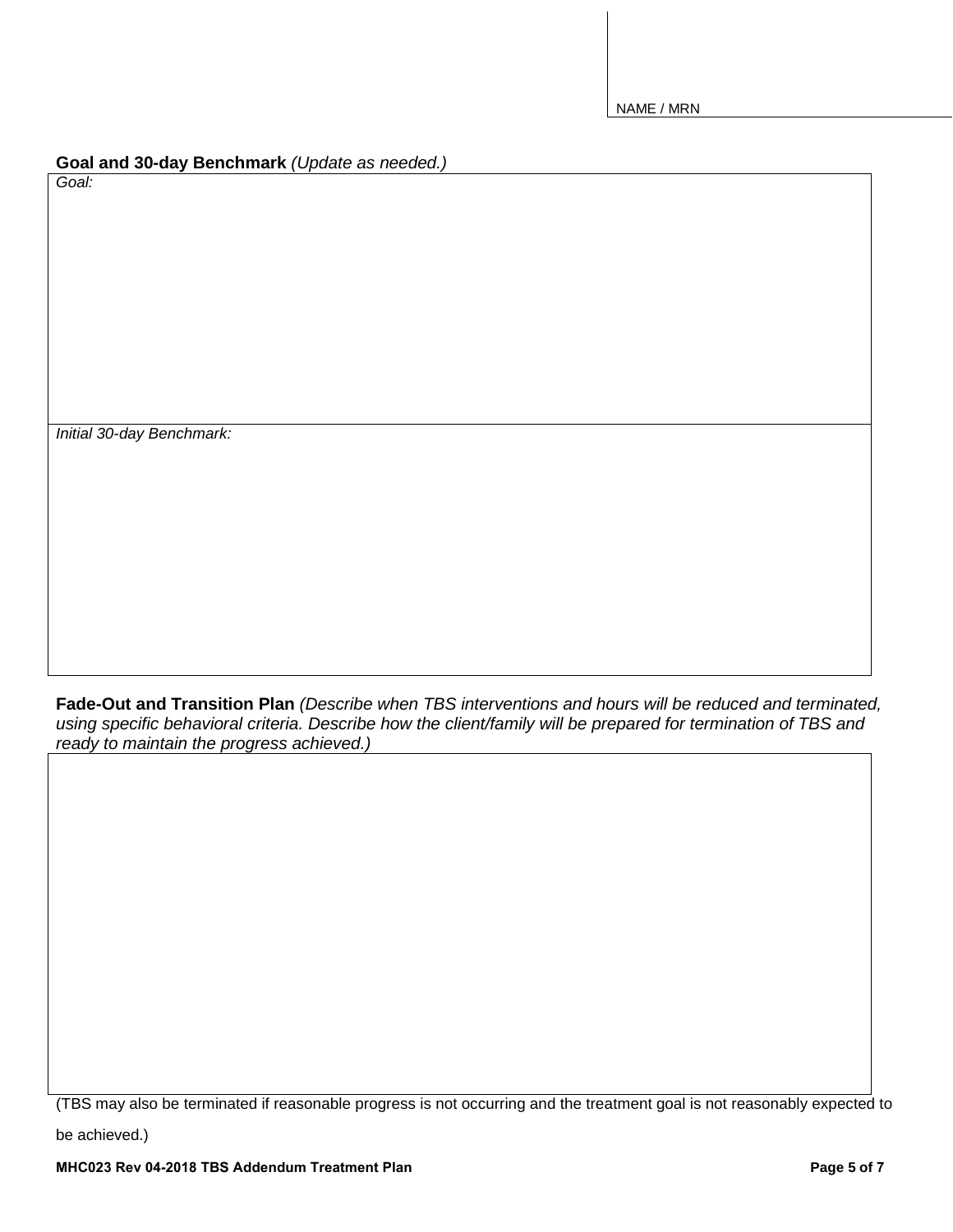NAME / MRN

**Goal and 30-day Benchmark** *(Update as needed.)*

| *Goal:* |
|---|
| *Initial 30-day Benchmark:* |

**Fade-Out and Transition Plan** *(Describe when TBS interventions and hours will be reduced and terminated, using specific behavioral criteria. Describe how the client/family will be prepared for termination of TBS and ready to maintain the progress achieved.)*

| |
|---|
| |

(TBS may also be terminated if reasonable progress is not occurring and the treatment goal is not reasonably expected to be achieved.)

**MHC023 Rev 04-2018 TBS Addendum Treatment Plan**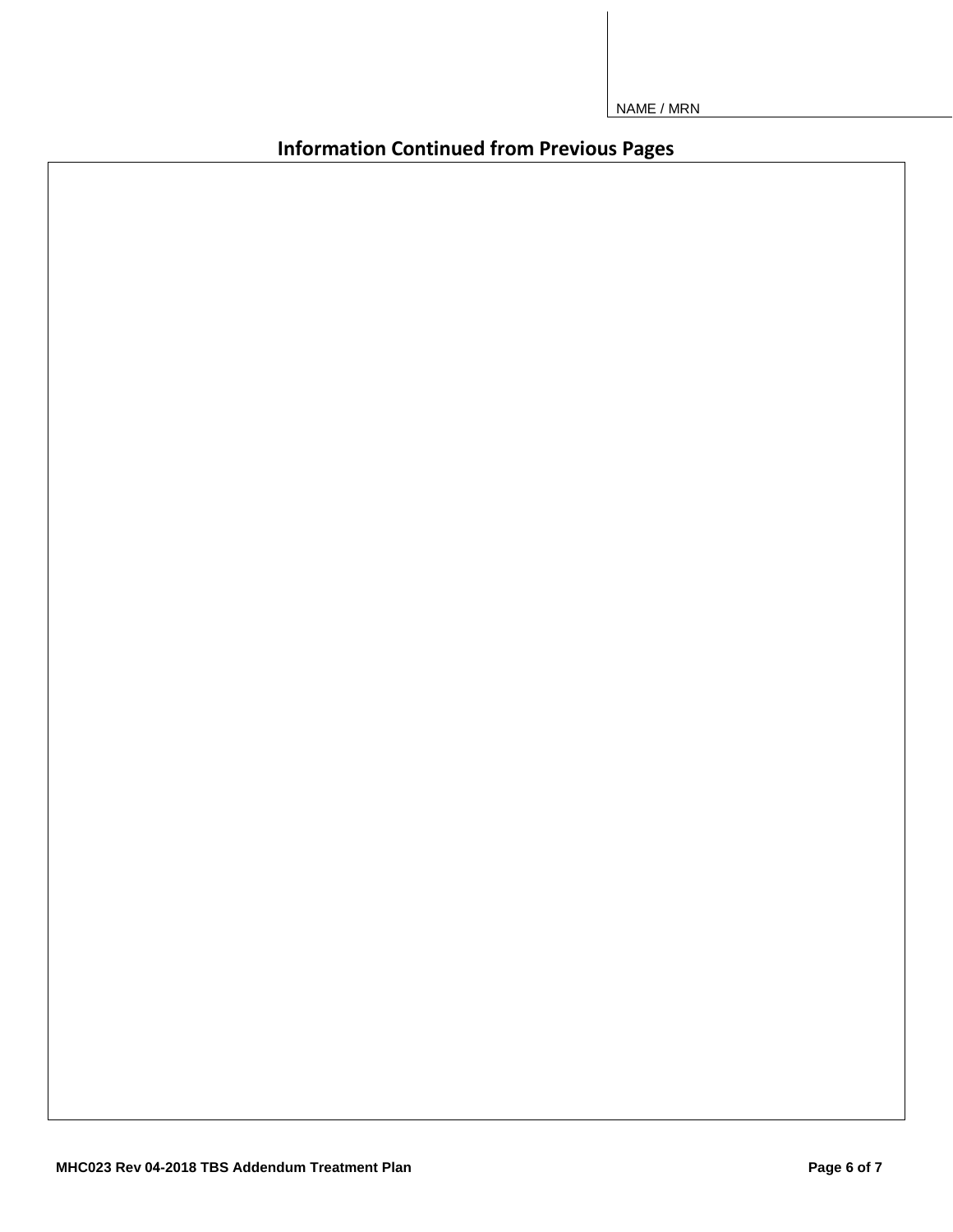NAME / MRN

## Information Continued from Previous Pages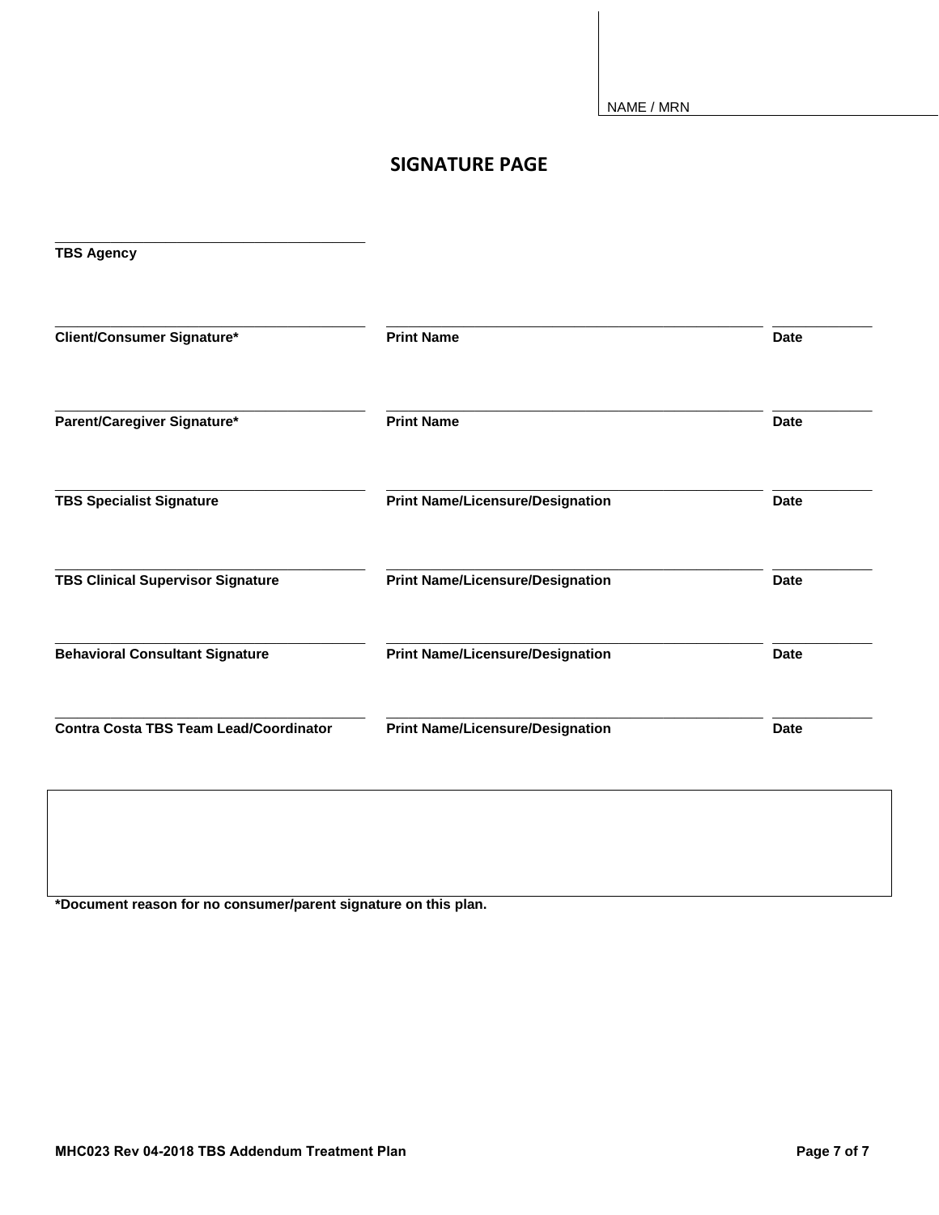NAME / MRN

## SIGNATURE PAGE

**TBS Agency**

| | | |
|---|---|---|
| **Client/Consumer Signature*** | **Print Name** | **Date** |
| **Parent/Caregiver Signature*** | **Print Name** | **Date** |
| **TBS Specialist Signature** | **Print Name/Licensure/Designation** | **Date** |
| **TBS Clinical Supervisor Signature** | **Print Name/Licensure/Designation** | **Date** |
| **Behavioral Consultant Signature** | **Print Name/Licensure/Designation** | **Date** |
| **Contra Costa TBS Team Lead/Coordinator** | **Print Name/Licensure/Designation** | **Date** |

**\*Document reason for no consumer/parent signature on this plan.**

**MHC023 Rev 04-2018 TBS Addendum Treatment Plan**